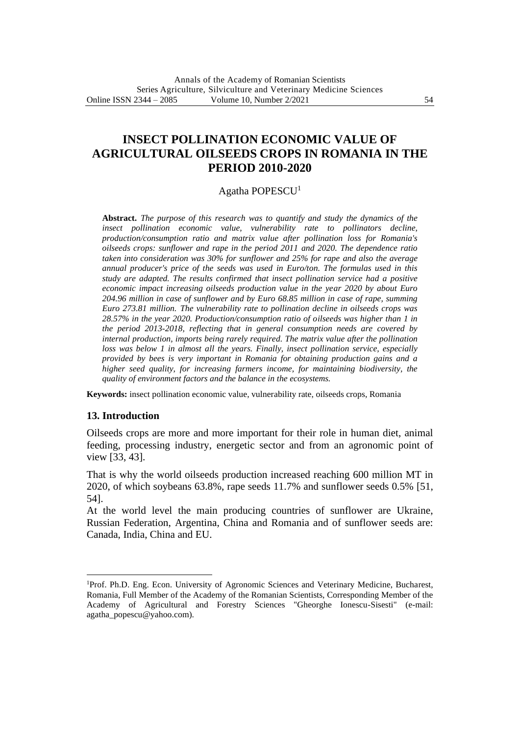# INSECT POLLINATION ECONOMIC VALUE OF AGRICULTURAL OILSEEDS CROPS IN ROMANIA IN THE PERIOD 2010-2020

Agatha POPESCU[1]

**Abstract.** *The purpose of this research was to quantify and study the dynamics of the insect pollination economic value, vulnerability rate to pollinators decline, production/consumption ratio and matrix value after pollination loss for Romania's oilseeds crops: sunflower and rape in the period 2011 and 2020. The dependence ratio taken into consideration was 30% for sunflower and 25% for rape and also the average annual producer's price of the seeds was used in Euro/ton. The formulas used in this study are adapted. The results confirmed that insect pollination service had a positive economic impact increasing oilseeds production value in the year 2020 by about Euro 204.96 million in case of sunflower and by Euro 68.85 million in case of rape, summing Euro 273.81 million. The vulnerability rate to pollination decline in oilseeds crops was 28.57% in the year 2020. Production/consumption ratio of oilseeds was higher than 1 in the period 2013-2018, reflecting that in general consumption needs are covered by internal production, imports being rarely required. The matrix value after the pollination loss was below 1 in almost all the years. Finally, insect pollination service, especially provided by bees is very important in Romania for obtaining production gains and a higher seed quality, for increasing farmers income, for maintaining biodiversity, the quality of environment factors and the balance in the ecosystems.*

**Keywords:** insect pollination economic value, vulnerability rate, oilseeds crops, Romania

## 13. Introduction

Oilseeds crops are more and more important for their role in human diet, animal feeding, processing industry, energetic sector and from an agronomic point of view [33, 43].

That is why the world oilseeds production increased reaching 600 million MT in 2020, of which soybeans 63.8%, rape seeds 11.7% and sunflower seeds 0.5% [51, 54].

At the world level the main producing countries of sunflower are Ukraine, Russian Federation, Argentina, China and Romania and of sunflower seeds are: Canada, India, China and EU.

---

[1]Prof. Ph.D. Eng. Econ. University of Agronomic Sciences and Veterinary Medicine, Bucharest, Romania, Full Member of the Academy of the Romanian Scientists, Corresponding Member of the Academy of Agricultural and Forestry Sciences "Gheorghe Ionescu-Sisesti" (e-mail: agatha_popescu@yahoo.com).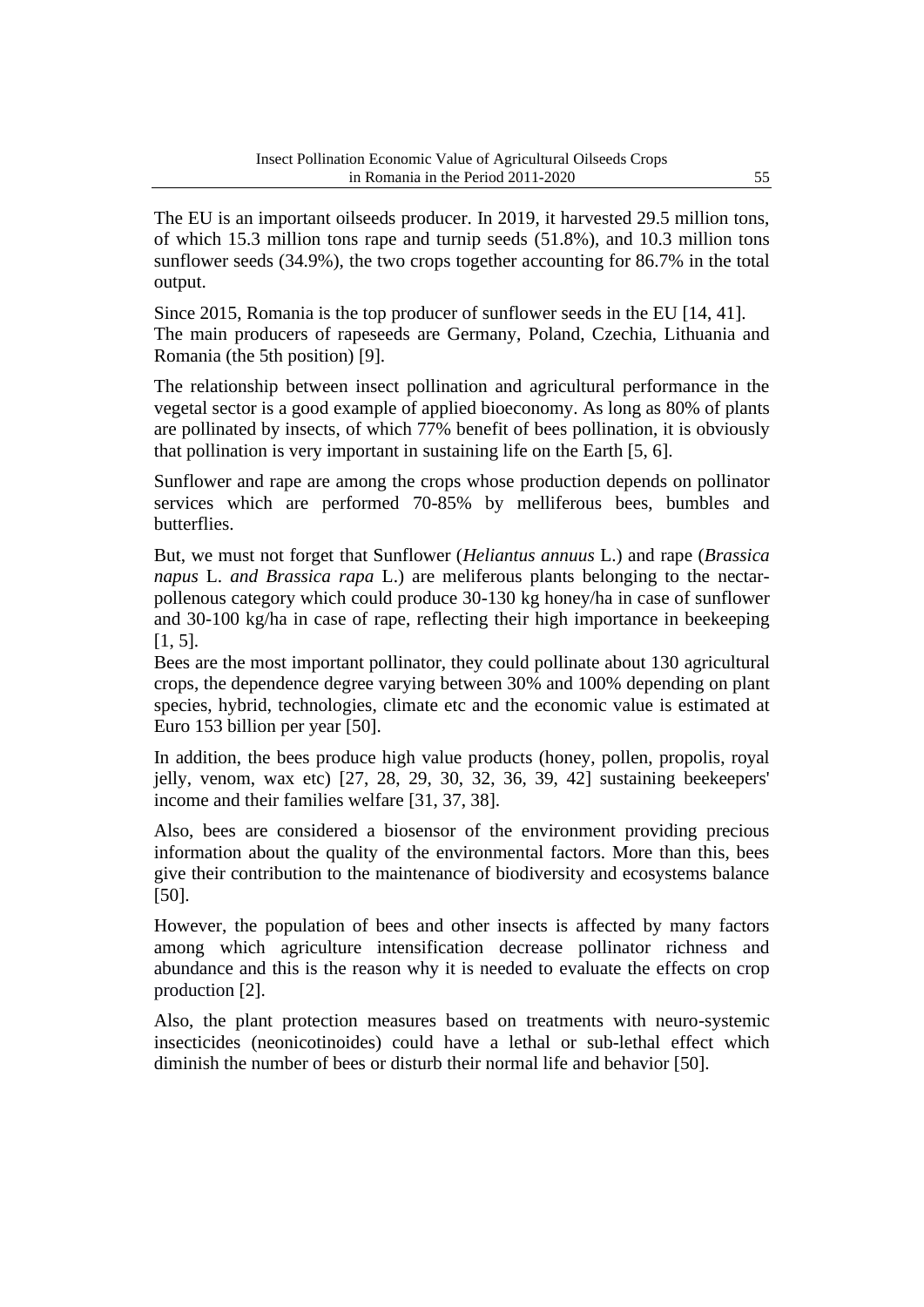The EU is an important oilseeds producer. In 2019, it harvested 29.5 million tons, of which 15.3 million tons rape and turnip seeds (51.8%), and 10.3 million tons sunflower seeds (34.9%), the two crops together accounting for 86.7% in the total output.

Since 2015, Romania is the top producer of sunflower seeds in the EU [14, 41]. The main producers of rapeseeds are Germany, Poland, Czechia, Lithuania and Romania (the 5th position) [9].

The relationship between insect pollination and agricultural performance in the vegetal sector is a good example of applied bioeconomy. As long as 80% of plants are pollinated by insects, of which 77% benefit of bees pollination, it is obviously that pollination is very important in sustaining life on the Earth [5, 6].

Sunflower and rape are among the crops whose production depends on pollinator services which are performed 70-85% by melliferous bees, bumbles and butterflies.

But, we must not forget that Sunflower (*Heliantus annuus* L.) and rape (*Brassica napus* L. *and Brassica rapa* L.) are meliferous plants belonging to the nectar-pollenous category which could produce 30-130 kg honey/ha in case of sunflower and 30-100 kg/ha in case of rape, reflecting their high importance in beekeeping [1, 5].

Bees are the most important pollinator, they could pollinate about 130 agricultural crops, the dependence degree varying between 30% and 100% depending on plant species, hybrid, technologies, climate etc and the economic value is estimated at Euro 153 billion per year [50].

In addition, the bees produce high value products (honey, pollen, propolis, royal jelly, venom, wax etc) [27, 28, 29, 30, 32, 36, 39, 42] sustaining beekeepers' income and their families welfare [31, 37, 38].

Also, bees are considered a biosensor of the environment providing precious information about the quality of the environmental factors. More than this, bees give their contribution to the maintenance of biodiversity and ecosystems balance [50].

However, the population of bees and other insects is affected by many factors among which agriculture intensification decrease pollinator richness and abundance and this is the reason why it is needed to evaluate the effects on crop production [2].

Also, the plant protection measures based on treatments with neuro-systemic insecticides (neonicotinoides) could have a lethal or sub-lethal effect which diminish the number of bees or disturb their normal life and behavior [50].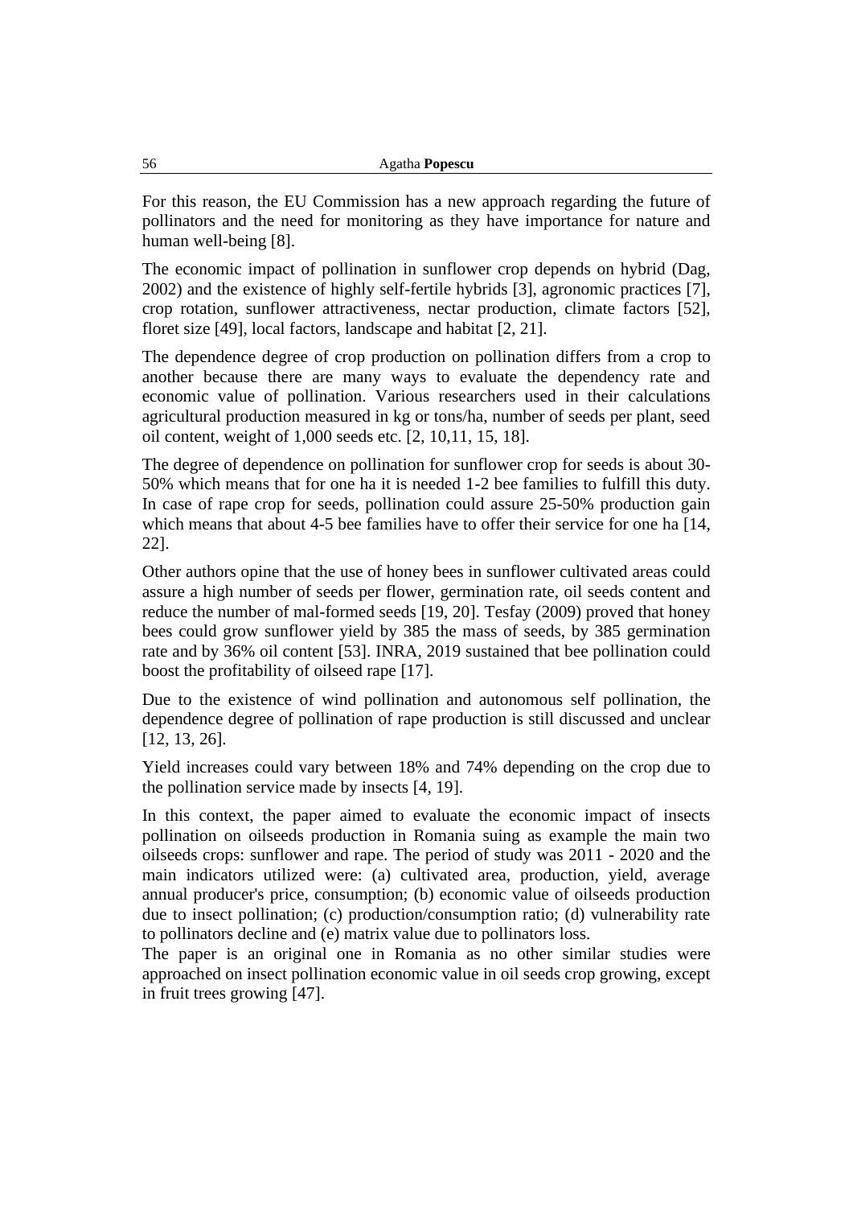For this reason, the EU Commission has a new approach regarding the future of pollinators and the need for monitoring as they have importance for nature and human well-being [8].

The economic impact of pollination in sunflower crop depends on hybrid (Dag, 2002) and the existence of highly self-fertile hybrids [3], agronomic practices [7], crop rotation, sunflower attractiveness, nectar production, climate factors [52], floret size [49], local factors, landscape and habitat [2, 21].

The dependence degree of crop production on pollination differs from a crop to another because there are many ways to evaluate the dependency rate and economic value of pollination. Various researchers used in their calculations agricultural production measured in kg or tons/ha, number of seeds per plant, seed oil content, weight of 1,000 seeds etc. [2, 10,11, 15, 18].

The degree of dependence on pollination for sunflower crop for seeds is about 30-50% which means that for one ha it is needed 1-2 bee families to fulfill this duty. In case of rape crop for seeds, pollination could assure 25-50% production gain which means that about 4-5 bee families have to offer their service for one ha [14, 22].

Other authors opine that the use of honey bees in sunflower cultivated areas could assure a high number of seeds per flower, germination rate, oil seeds content and reduce the number of mal-formed seeds [19, 20]. Tesfay (2009) proved that honey bees could grow sunflower yield by 385 the mass of seeds, by 385 germination rate and by 36% oil content [53]. INRA, 2019 sustained that bee pollination could boost the profitability of oilseed rape [17].

Due to the existence of wind pollination and autonomous self pollination, the dependence degree of pollination of rape production is still discussed and unclear [12, 13, 26].

Yield increases could vary between 18% and 74% depending on the crop due to the pollination service made by insects [4, 19].

In this context, the paper aimed to evaluate the economic impact of insects pollination on oilseeds production in Romania suing as example the main two oilseeds crops: sunflower and rape. The period of study was 2011 - 2020 and the main indicators utilized were: (a) cultivated area, production, yield, average annual producer's price, consumption; (b) economic value of oilseeds production due to insect pollination; (c) production/consumption ratio; (d) vulnerability rate to pollinators decline and (e) matrix value due to pollinators loss.

The paper is an original one in Romania as no other similar studies were approached on insect pollination economic value in oil seeds crop growing, except in fruit trees growing [47].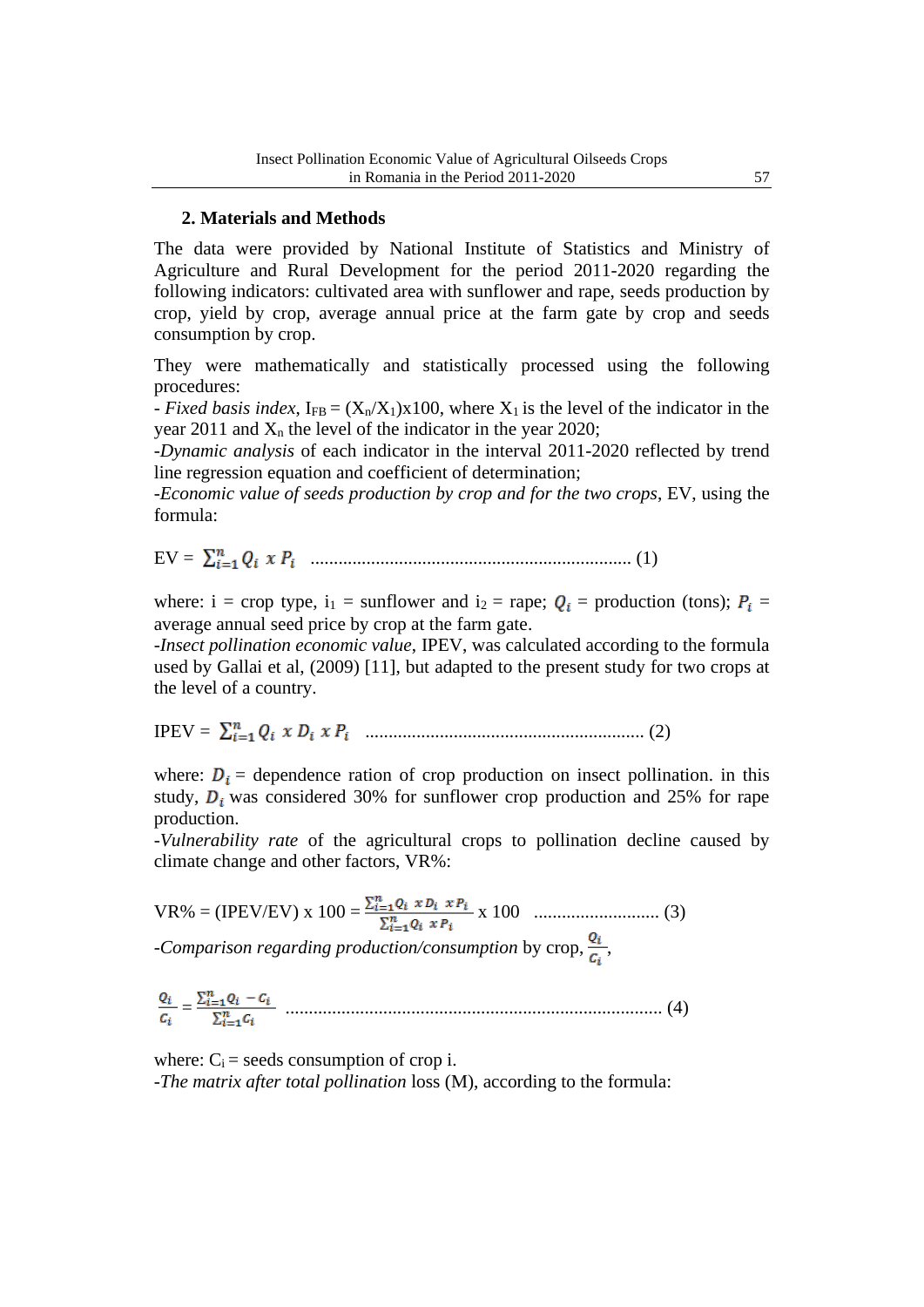## 2. Materials and Methods

The data were provided by National Institute of Statistics and Ministry of Agriculture and Rural Development for the period 2011-2020 regarding the following indicators: cultivated area with sunflower and rape, seeds production by crop, yield by crop, average annual price at the farm gate by crop and seeds consumption by crop.

They were mathematically and statistically processed using the following procedures:

- *Fixed basis index*, $I_{FB} = (X_n/X_1)x100$, where $X_1$ is the level of the indicator in the year 2011 and $X_n$ the level of the indicator in the year 2020;

-*Dynamic analysis* of each indicator in the interval 2011-2020 reflected by trend line regression equation and coefficient of determination;

-*Economic value of seeds production by crop and for the two crops*, EV, using the formula:

$$EV = \sum_{i=1}^{n} Q_i \ x \ P_i \quad (1)$$

where: i = crop type, $i_1$ = sunflower and $i_2$ = rape; $Q_i$ = production (tons); $P_i$ = average annual seed price by crop at the farm gate.

-*Insect pollination economic value*, IPEV, was calculated according to the formula used by Gallai et al, (2009) [11], but adapted to the present study for two crops at the level of a country.

$$IPEV = \sum_{i=1}^{n} Q_i \ x \ D_i \ x \ P_i \quad (2)$$

where: $D_i$ = dependence ration of crop production on insect pollination. in this study, $D_i$ was considered 30% for sunflower crop production and 25% for rape production.

-*Vulnerability rate* of the agricultural crops to pollination decline caused by climate change and other factors, VR%:

$$VR\% = (IPEV/EV) \ x \ 100 = \frac{\sum_{i=1}^{n} Q_i \ x \ D_i \ x \ P_i}{\sum_{i=1}^{n} Q_i \ x \ P_i} \ x \ 100 \quad (3)$$

-*Comparison regarding production/consumption* by crop, $\frac{Q_i}{C_i}$,

$$\frac{Q_i}{C_i} = \frac{\sum_{i=1}^{n} Q_i - C_i}{\sum_{i=1}^{n} C_i} \quad (4)$$

where: $C_i$ = seeds consumption of crop i.

-*The matrix after total pollination* loss (M), according to the formula: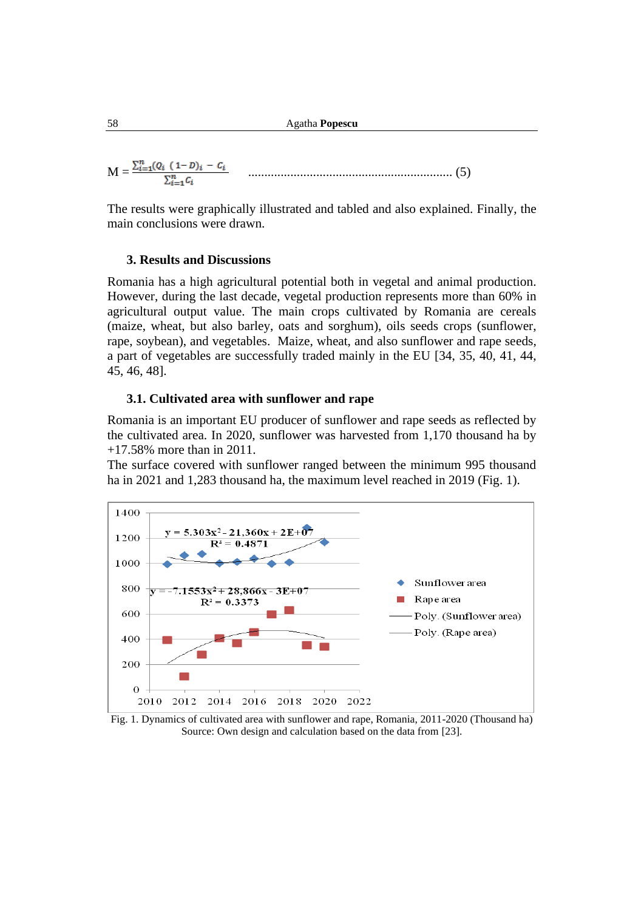$$M = \frac{\sum_{i=1}^{n}(Q_i\ (1-D)_i\ -\ C_i}{\sum_{i=1}^{n} C_i} \quad \text{.............................................................. (5)}$$

The results were graphically illustrated and tabled and also explained. Finally, the main conclusions were drawn.

## 3. Results and Discussions

Romania has a high agricultural potential both in vegetal and animal production. However, during the last decade, vegetal production represents more than 60% in agricultural output value. The main crops cultivated by Romania are cereals (maize, wheat, but also barley, oats and sorghum), oils seeds crops (sunflower, rape, soybean), and vegetables. Maize, wheat, and also sunflower and rape seeds, a part of vegetables are successfully traded mainly in the EU [34, 35, 40, 41, 44, 45, 46, 48].

### 3.1. Cultivated area with sunflower and rape

Romania is an important EU producer of sunflower and rape seeds as reflected by the cultivated area. In 2020, sunflower was harvested from 1,170 thousand ha by +17.58% more than in 2011.

The surface covered with sunflower ranged between the minimum 995 thousand ha in 2021 and 1,283 thousand ha, the maximum level reached in 2019 (Fig. 1).

Fig. 1. Dynamics of cultivated area with sunflower and rape, Romania, 2011-2020 (Thousand ha)
Source: Own design and calculation based on the data from [23].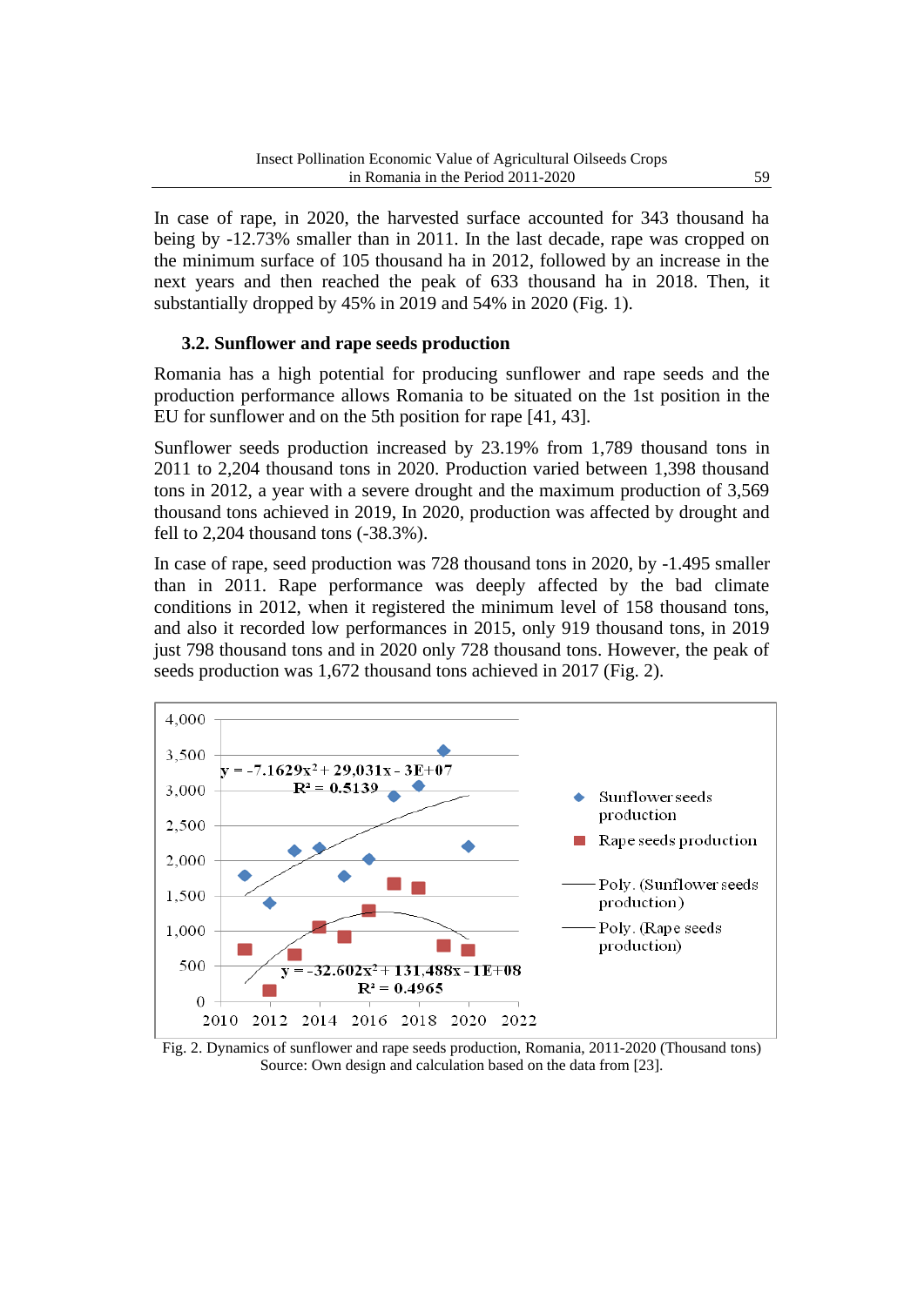In case of rape, in 2020, the harvested surface accounted for 343 thousand ha being by -12.73% smaller than in 2011. In the last decade, rape was cropped on the minimum surface of 105 thousand ha in 2012, followed by an increase in the next years and then reached the peak of 633 thousand ha in 2018. Then, it substantially dropped by 45% in 2019 and 54% in 2020 (Fig. 1).

### 3.2. Sunflower and rape seeds production

Romania has a high potential for producing sunflower and rape seeds and the production performance allows Romania to be situated on the 1st position in the EU for sunflower and on the 5th position for rape [41, 43].

Sunflower seeds production increased by 23.19% from 1,789 thousand tons in 2011 to 2,204 thousand tons in 2020. Production varied between 1,398 thousand tons in 2012, a year with a severe drought and the maximum production of 3,569 thousand tons achieved in 2019, In 2020, production was affected by drought and fell to 2,204 thousand tons (-38.3%).

In case of rape, seed production was 728 thousand tons in 2020, by -1.495 smaller than in 2011. Rape performance was deeply affected by the bad climate conditions in 2012, when it registered the minimum level of 158 thousand tons, and also it recorded low performances in 2015, only 919 thousand tons, in 2019 just 798 thousand tons and in 2020 only 728 thousand tons. However, the peak of seeds production was 1,672 thousand tons achieved in 2017 (Fig. 2).

Fig. 2. Dynamics of sunflower and rape seeds production, Romania, 2011-2020 (Thousand tons)
Source: Own design and calculation based on the data from [23].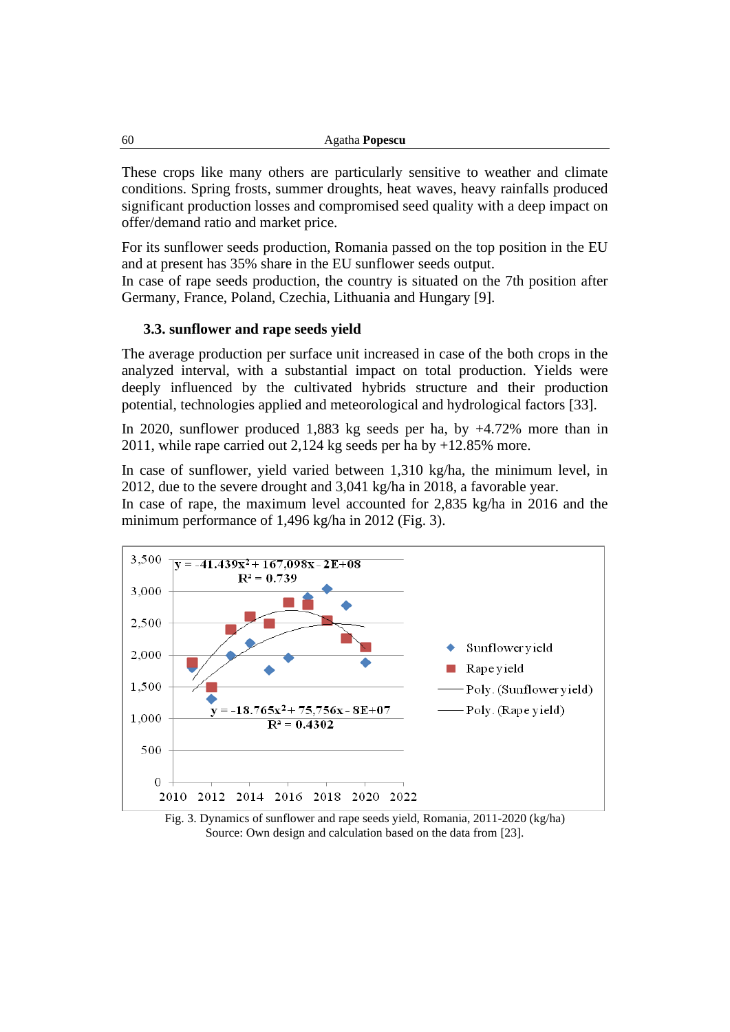These crops like many others are particularly sensitive to weather and climate conditions. Spring frosts, summer droughts, heat waves, heavy rainfalls produced significant production losses and compromised seed quality with a deep impact on offer/demand ratio and market price.

For its sunflower seeds production, Romania passed on the top position in the EU and at present has 35% share in the EU sunflower seeds output.
In case of rape seeds production, the country is situated on the 7th position after Germany, France, Poland, Czechia, Lithuania and Hungary [9].

### 3.3. sunflower and rape seeds yield

The average production per surface unit increased in case of the both crops in the analyzed interval, with a substantial impact on total production. Yields were deeply influenced by the cultivated hybrids structure and their production potential, technologies applied and meteorological and hydrological factors [33].

In 2020, sunflower produced 1,883 kg seeds per ha, by +4.72% more than in 2011, while rape carried out 2,124 kg seeds per ha by +12.85% more.

In case of sunflower, yield varied between 1,310 kg/ha, the minimum level, in 2012, due to the severe drought and 3,041 kg/ha in 2018, a favorable year.
In case of rape, the maximum level accounted for 2,835 kg/ha in 2016 and the minimum performance of 1,496 kg/ha in 2012 (Fig. 3).

$y = -41.439x^2 + 167{,}098x - 2E+08$
$R^2 = 0.739$

$y = -18.765x^2 + 75{,}756x - 8E+07$
$R^2 = 0.4302$

Legend: Sunflower yield; Rape yield; Poly. (Sunflower yield); Poly. (Rape yield)

Fig. 3. Dynamics of sunflower and rape seeds yield, Romania, 2011-2020 (kg/ha)
Source: Own design and calculation based on the data from [23].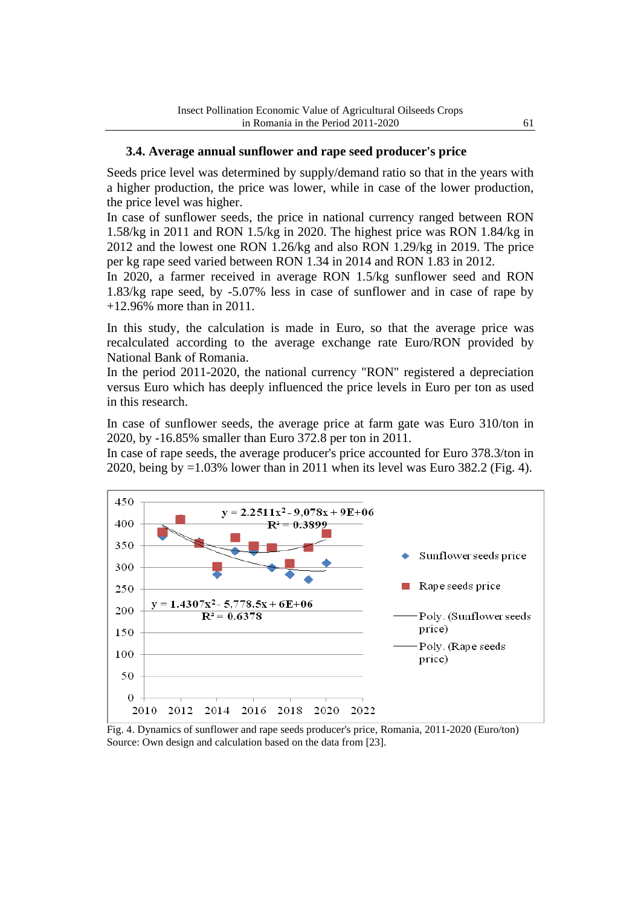### 3.4. Average annual sunflower and rape seed producer's price

Seeds price level was determined by supply/demand ratio so that in the years with a higher production, the price was lower, while in case of the lower production, the price level was higher.

In case of sunflower seeds, the price in national currency ranged between RON 1.58/kg in 2011 and RON 1.5/kg in 2020. The highest price was RON 1.84/kg in 2012 and the lowest one RON 1.26/kg and also RON 1.29/kg in 2019. The price per kg rape seed varied between RON 1.34 in 2014 and RON 1.83 in 2012.

In 2020, a farmer received in average RON 1.5/kg sunflower seed and RON 1.83/kg rape seed, by -5.07% less in case of sunflower and in case of rape by +12.96% more than in 2011.

In this study, the calculation is made in Euro, so that the average price was recalculated according to the average exchange rate Euro/RON provided by National Bank of Romania.

In the period 2011-2020, the national currency "RON" registered a depreciation versus Euro which has deeply influenced the price levels in Euro per ton as used in this research.

In case of sunflower seeds, the average price at farm gate was Euro 310/ton in 2020, by -16.85% smaller than Euro 372.8 per ton in 2011.

In case of rape seeds, the average producer's price accounted for Euro 378.3/ton in 2020, being by =1.03% lower than in 2011 when its level was Euro 382.2 (Fig. 4).

Fig. 4. Dynamics of sunflower and rape seeds producer's price, Romania, 2011-2020 (Euro/ton)
Source: Own design and calculation based on the data from [23].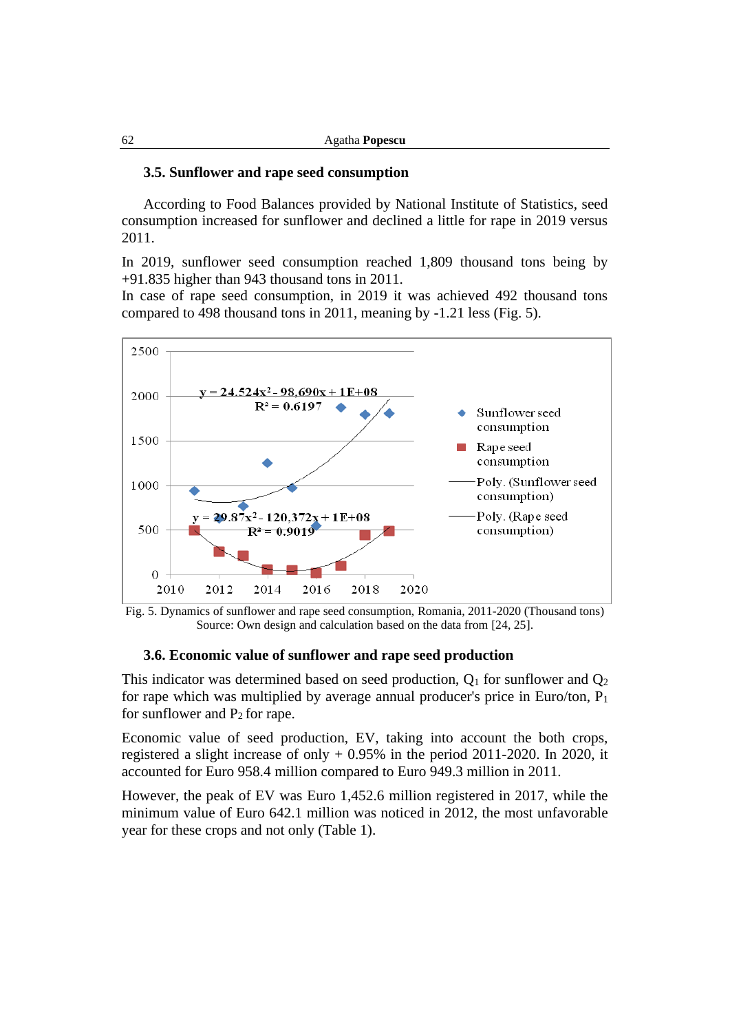### 3.5. Sunflower and rape seed consumption

According to Food Balances provided by National Institute of Statistics, seed consumption increased for sunflower and declined a little for rape in 2019 versus 2011.

In 2019, sunflower seed consumption reached 1,809 thousand tons being by +91.835 higher than 943 thousand tons in 2011.

In case of rape seed consumption, in 2019 it was achieved 492 thousand tons compared to 498 thousand tons in 2011, meaning by -1.21 less (Fig. 5).

Fig. 5. Dynamics of sunflower and rape seed consumption, Romania, 2011-2020 (Thousand tons)
Source: Own design and calculation based on the data from [24, 25].

### 3.6. Economic value of sunflower and rape seed production

This indicator was determined based on seed production, $Q_1$ for sunflower and $Q_2$ for rape which was multiplied by average annual producer's price in Euro/ton, $P_1$ for sunflower and $P_2$ for rape.

Economic value of seed production, EV, taking into account the both crops, registered a slight increase of only + 0.95% in the period 2011-2020. In 2020, it accounted for Euro 958.4 million compared to Euro 949.3 million in 2011.

However, the peak of EV was Euro 1,452.6 million registered in 2017, while the minimum value of Euro 642.1 million was noticed in 2012, the most unfavorable year for these crops and not only (Table 1).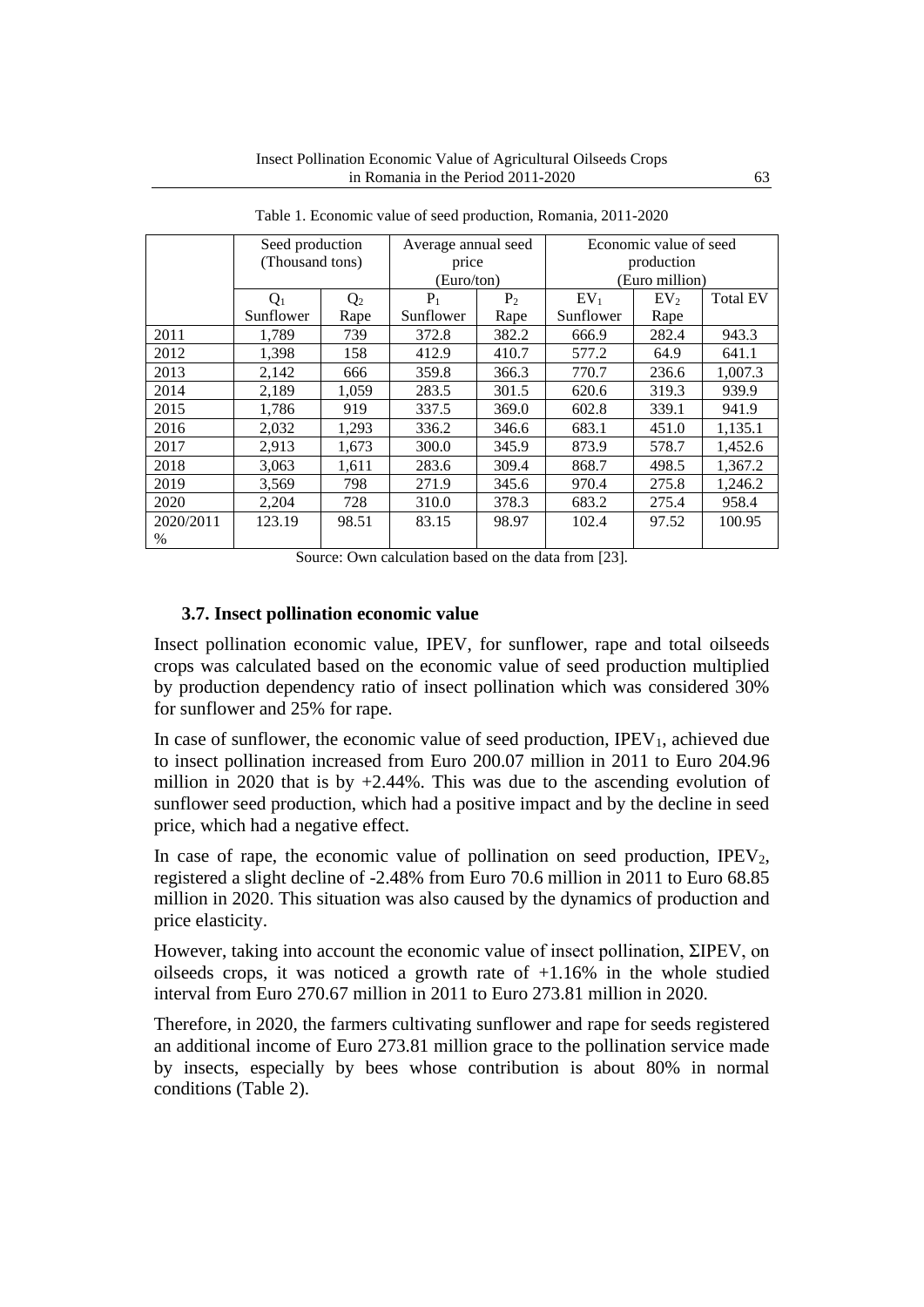Table 1. Economic value of seed production, Romania, 2011-2020

| | Seed production (Thousand tons) | | Average annual seed price (Euro/ton) | | Economic value of seed production (Euro million) | | |
|---|---|---|---|---|---|---|---|
| | $Q_1$ Sunflower | $Q_2$ Rape | $P_1$ Sunflower | $P_2$ Rape | $EV_1$ Sunflower | $EV_2$ Rape | Total EV |
| 2011 | 1,789 | 739 | 372.8 | 382.2 | 666.9 | 282.4 | 943.3 |
| 2012 | 1,398 | 158 | 412.9 | 410.7 | 577.2 | 64.9 | 641.1 |
| 2013 | 2,142 | 666 | 359.8 | 366.3 | 770.7 | 236.6 | 1,007.3 |
| 2014 | 2,189 | 1,059 | 283.5 | 301.5 | 620.6 | 319.3 | 939.9 |
| 2015 | 1,786 | 919 | 337.5 | 369.0 | 602.8 | 339.1 | 941.9 |
| 2016 | 2,032 | 1,293 | 336.2 | 346.6 | 683.1 | 451.0 | 1,135.1 |
| 2017 | 2,913 | 1,673 | 300.0 | 345.9 | 873.9 | 578.7 | 1,452.6 |
| 2018 | 3,063 | 1,611 | 283.6 | 309.4 | 868.7 | 498.5 | 1,367.2 |
| 2019 | 3,569 | 798 | 271.9 | 345.6 | 970.4 | 275.8 | 1,246.2 |
| 2020 | 2,204 | 728 | 310.0 | 378.3 | 683.2 | 275.4 | 958.4 |
| 2020/2011 % | 123.19 | 98.51 | 83.15 | 98.97 | 102.4 | 97.52 | 100.95 |

Source: Own calculation based on the data from [23].

### 3.7. Insect pollination economic value

Insect pollination economic value, IPEV, for sunflower, rape and total oilseeds crops was calculated based on the economic value of seed production multiplied by production dependency ratio of insect pollination which was considered 30% for sunflower and 25% for rape.

In case of sunflower, the economic value of seed production, $IPEV_1$, achieved due to insect pollination increased from Euro 200.07 million in 2011 to Euro 204.96 million in 2020 that is by +2.44%. This was due to the ascending evolution of sunflower seed production, which had a positive impact and by the decline in seed price, which had a negative effect.

In case of rape, the economic value of pollination on seed production, $IPEV_2$, registered a slight decline of -2.48% from Euro 70.6 million in 2011 to Euro 68.85 million in 2020. This situation was also caused by the dynamics of production and price elasticity.

However, taking into account the economic value of insect pollination, $\Sigma IPEV$, on oilseeds crops, it was noticed a growth rate of +1.16% in the whole studied interval from Euro 270.67 million in 2011 to Euro 273.81 million in 2020.

Therefore, in 2020, the farmers cultivating sunflower and rape for seeds registered an additional income of Euro 273.81 million grace to the pollination service made by insects, especially by bees whose contribution is about 80% in normal conditions (Table 2).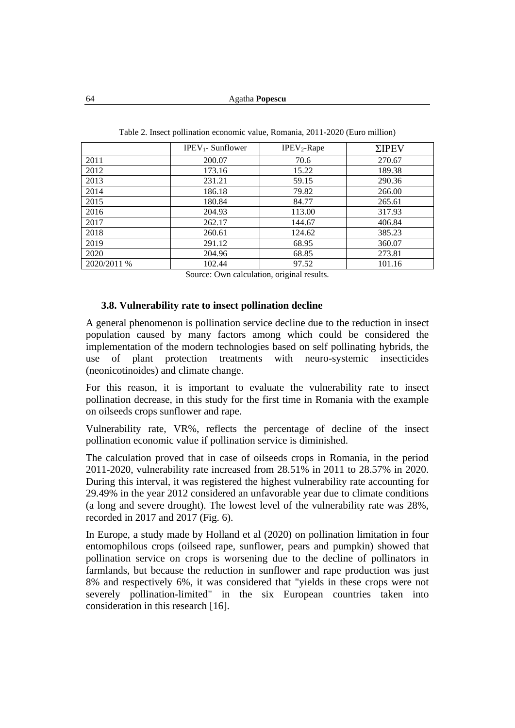Table 2. Insect pollination economic value, Romania, 2011-2020 (Euro million)

| | $IPEV_1$- Sunflower | $IPEV_2$-Rape | ΣIPEV |
|---|---|---|---|
| 2011 | 200.07 | 70.6 | 270.67 |
| 2012 | 173.16 | 15.22 | 189.38 |
| 2013 | 231.21 | 59.15 | 290.36 |
| 2014 | 186.18 | 79.82 | 266.00 |
| 2015 | 180.84 | 84.77 | 265.61 |
| 2016 | 204.93 | 113.00 | 317.93 |
| 2017 | 262.17 | 144.67 | 406.84 |
| 2018 | 260.61 | 124.62 | 385.23 |
| 2019 | 291.12 | 68.95 | 360.07 |
| 2020 | 204.96 | 68.85 | 273.81 |
| 2020/2011 % | 102.44 | 97.52 | 101.16 |

Source: Own calculation, original results.

### 3.8. Vulnerability rate to insect pollination decline

A general phenomenon is pollination service decline due to the reduction in insect population caused by many factors among which could be considered the implementation of the modern technologies based on self pollinating hybrids, the use of plant protection treatments with neuro-systemic insecticides (neonicotinoides) and climate change.

For this reason, it is important to evaluate the vulnerability rate to insect pollination decrease, in this study for the first time in Romania with the example on oilseeds crops sunflower and rape.

Vulnerability rate, VR%, reflects the percentage of decline of the insect pollination economic value if pollination service is diminished.

The calculation proved that in case of oilseeds crops in Romania, in the period 2011-2020, vulnerability rate increased from 28.51% in 2011 to 28.57% in 2020. During this interval, it was registered the highest vulnerability rate accounting for 29.49% in the year 2012 considered an unfavorable year due to climate conditions (a long and severe drought). The lowest level of the vulnerability rate was 28%, recorded in 2017 and 2017 (Fig. 6).

In Europe, a study made by Holland et al (2020) on pollination limitation in four entomophilous crops (oilseed rape, sunflower, pears and pumpkin) showed that pollination service on crops is worsening due to the decline of pollinators in farmlands, but because the reduction in sunflower and rape production was just 8% and respectively 6%, it was considered that "yields in these crops were not severely pollination-limited" in the six European countries taken into consideration in this research [16].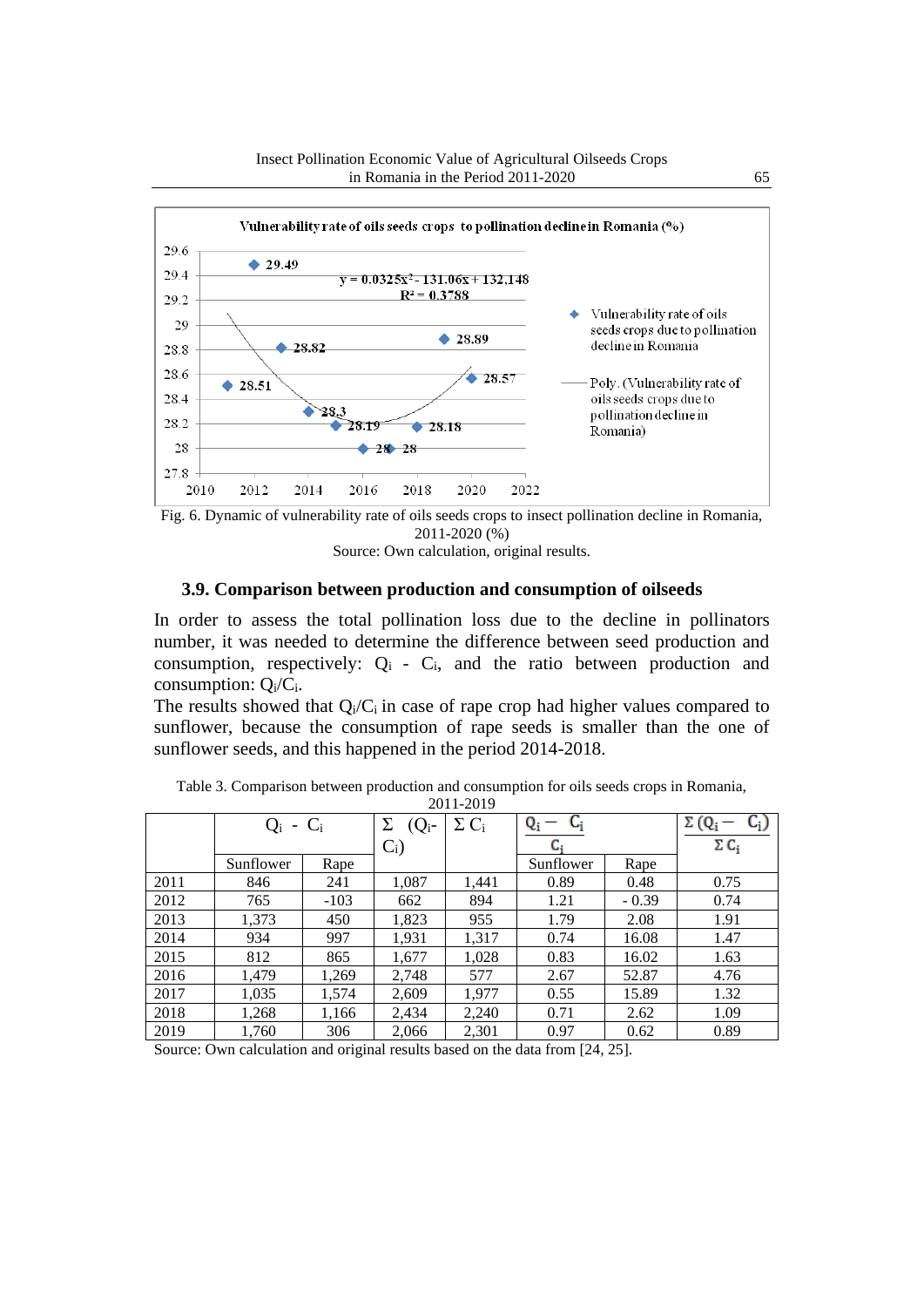Fig. 6. Dynamic of vulnerability rate of oils seeds crops to insect pollination decline in Romania, 2011-2020 (%)

Source: Own calculation, original results.

### 3.9. Comparison between production and consumption of oilseeds

In order to assess the total pollination loss due to the decline in pollinators number, it was needed to determine the difference between seed production and consumption, respectively: $Q_i$ - $C_i$, and the ratio between production and consumption: $Q_i/C_i$.

The results showed that $Q_i/C_i$ in case of rape crop had higher values compared to sunflower, because the consumption of rape seeds is smaller than the one of sunflower seeds, and this happened in the period 2014-2018.

Table 3. Comparison between production and consumption for oils seeds crops in Romania, 2011-2019

| | $Q_i$ - $C_i$ | | $\Sigma$ ($Q_i$- $C_i$) | $\Sigma$ $C_i$ | $\frac{Q_i - C_i}{C_i}$ | | $\frac{\Sigma (Q_i - C_i)}{\Sigma C_i}$ |
|---|---|---|---|---|---|---|---|
| | Sunflower | Rape | | | Sunflower | Rape | |
| 2011 | 846 | 241 | 1,087 | 1,441 | 0.89 | 0.48 | 0.75 |
| 2012 | 765 | -103 | 662 | 894 | 1.21 | - 0.39 | 0.74 |
| 2013 | 1,373 | 450 | 1,823 | 955 | 1.79 | 2.08 | 1.91 |
| 2014 | 934 | 997 | 1,931 | 1,317 | 0.74 | 16.08 | 1.47 |
| 2015 | 812 | 865 | 1,677 | 1,028 | 0.83 | 16.02 | 1.63 |
| 2016 | 1,479 | 1,269 | 2,748 | 577 | 2.67 | 52.87 | 4.76 |
| 2017 | 1,035 | 1,574 | 2,609 | 1,977 | 0.55 | 15.89 | 1.32 |
| 2018 | 1,268 | 1,166 | 2,434 | 2,240 | 0.71 | 2.62 | 1.09 |
| 2019 | 1,760 | 306 | 2,066 | 2,301 | 0.97 | 0.62 | 0.89 |

Source: Own calculation and original results based on the data from [24, 25].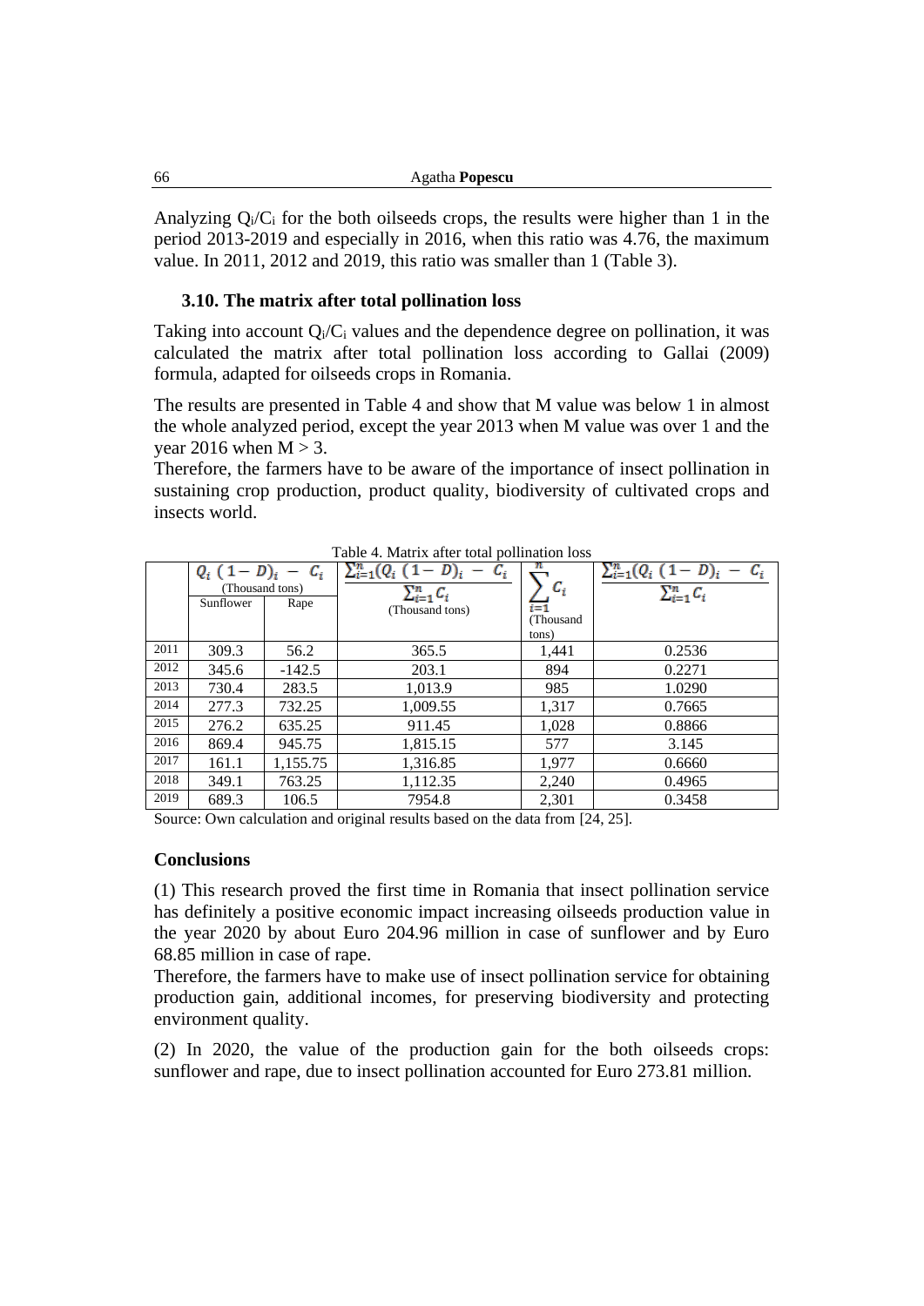Analyzing $Q_i/C_i$ for the both oilseeds crops, the results were higher than 1 in the period 2013-2019 and especially in 2016, when this ratio was 4.76, the maximum value. In 2011, 2012 and 2019, this ratio was smaller than 1 (Table 3).

### 3.10. The matrix after total pollination loss

Taking into account $Q_i/C_i$ values and the dependence degree on pollination, it was calculated the matrix after total pollination loss according to Gallai (2009) formula, adapted for oilseeds crops in Romania.

The results are presented in Table 4 and show that M value was below 1 in almost the whole analyzed period, except the year 2013 when M value was over 1 and the year 2016 when $M > 3$.

Therefore, the farmers have to be aware of the importance of insect pollination in sustaining crop production, product quality, biodiversity of cultivated crops and insects world.

Table 4. Matrix after total pollination loss

| | $Q_i\,(1-D)_i - C_i$ (Thousand tons) | | $\frac{\sum_{i=1}^{n}(Q_i\,(1-D)_i - C_i}{\sum_{i=1}^{n} C_i}$ (Thousand tons) | $\sum_{i=1}^{n} C_i$ (Thousand tons) | $\frac{\sum_{i=1}^{n}(Q_i\,(1-D)_i - C_i}{\sum_{i=1}^{n} C_i}$ |
|---|---|---|---|---|---|
| | Sunflower | Rape | | | |
| 2011 | 309.3 | 56.2 | 365.5 | 1,441 | 0.2536 |
| 2012 | 345.6 | -142.5 | 203.1 | 894 | 0.2271 |
| 2013 | 730.4 | 283.5 | 1,013.9 | 985 | 1.0290 |
| 2014 | 277.3 | 732.25 | 1,009.55 | 1,317 | 0.7665 |
| 2015 | 276.2 | 635.25 | 911.45 | 1,028 | 0.8866 |
| 2016 | 869.4 | 945.75 | 1,815.15 | 577 | 3.145 |
| 2017 | 161.1 | 1,155.75 | 1,316.85 | 1,977 | 0.6660 |
| 2018 | 349.1 | 763.25 | 1,112.35 | 2,240 | 0.4965 |
| 2019 | 689.3 | 106.5 | 7954.8 | 2,301 | 0.3458 |

Source: Own calculation and original results based on the data from [24, 25].

### Conclusions

(1) This research proved the first time in Romania that insect pollination service has definitely a positive economic impact increasing oilseeds production value in the year 2020 by about Euro 204.96 million in case of sunflower and by Euro 68.85 million in case of rape.

Therefore, the farmers have to make use of insect pollination service for obtaining production gain, additional incomes, for preserving biodiversity and protecting environment quality.

(2) In 2020, the value of the production gain for the both oilseeds crops: sunflower and rape, due to insect pollination accounted for Euro 273.81 million.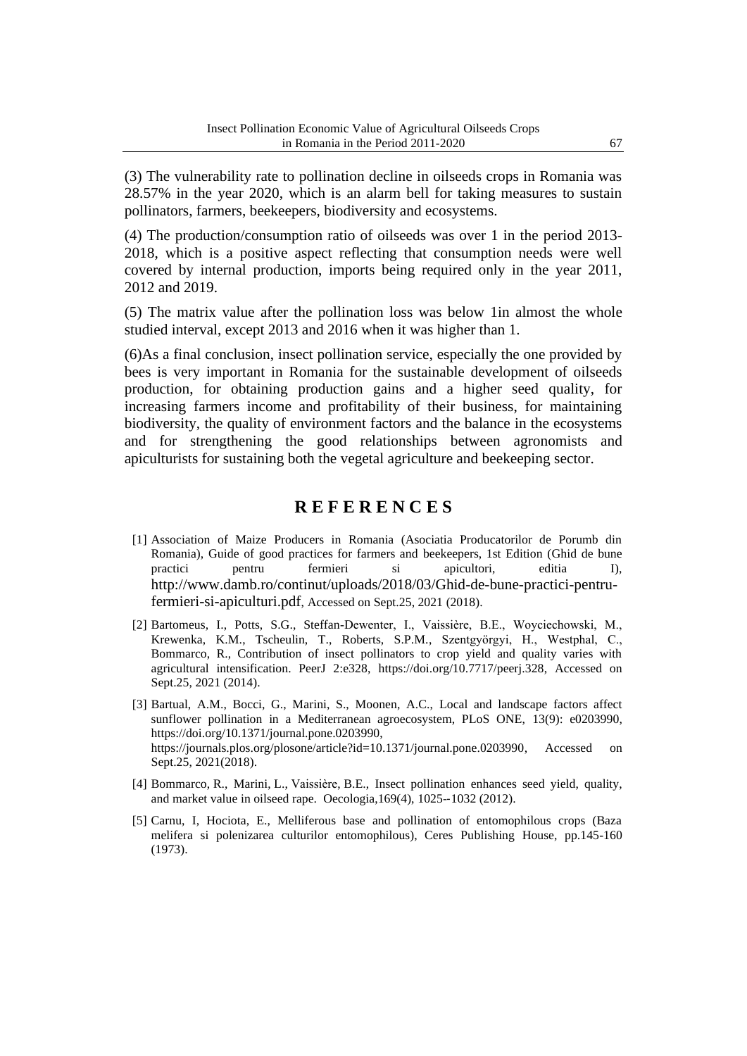(3) The vulnerability rate to pollination decline in oilseeds crops in Romania was 28.57% in the year 2020, which is an alarm bell for taking measures to sustain pollinators, farmers, beekeepers, biodiversity and ecosystems.

(4) The production/consumption ratio of oilseeds was over 1 in the period 2013-2018, which is a positive aspect reflecting that consumption needs were well covered by internal production, imports being required only in the year 2011, 2012 and 2019.

(5) The matrix value after the pollination loss was below 1in almost the whole studied interval, except 2013 and 2016 when it was higher than 1.

(6)As a final conclusion, insect pollination service, especially the one provided by bees is very important in Romania for the sustainable development of oilseeds production, for obtaining production gains and a higher seed quality, for increasing farmers income and profitability of their business, for maintaining biodiversity, the quality of environment factors and the balance in the ecosystems and for strengthening the good relationships between agronomists and apiculturists for sustaining both the vegetal agriculture and beekeeping sector.

## R E F E R E N C E S

[1] Association of Maize Producers in Romania (Asociatia Producatorilor de Porumb din Romania), Guide of good practices for farmers and beekeepers, 1st Edition (Ghid de bune practici pentru fermieri si apicultori, editia I), http://www.damb.ro/continut/uploads/2018/03/Ghid-de-bune-practici-pentru-fermieri-si-apiculturi.pdf, Accessed on Sept.25, 2021 (2018).

[2] Bartomeus, I., Potts, S.G., Steffan-Dewenter, I., Vaissière, B.E., Woyciechowski, M., Krewenka, K.M., Tscheulin, T., Roberts, S.P.M., Szentgyörgyi, H., Westphal, C., Bommarco, R., Contribution of insect pollinators to crop yield and quality varies with agricultural intensification. PeerJ 2:e328, https://doi.org/10.7717/peerj.328, Accessed on Sept.25, 2021 (2014).

[3] Bartual, A.M., Bocci, G., Marini, S., Moonen, A.C., Local and landscape factors affect sunflower pollination in a Mediterranean agroecosystem, PLoS ONE, 13(9): e0203990, https://doi.org/10.1371/journal.pone.0203990, https://journals.plos.org/plosone/article?id=10.1371/journal.pone.0203990, Accessed on Sept.25, 2021(2018).

[4] Bommarco, R., Marini, L., Vaissière, B.E., Insect pollination enhances seed yield, quality, and market value in oilseed rape. Oecologia,169(4), 1025--1032 (2012).

[5] Carnu, I, Hociota, E., Melliferous base and pollination of entomophilous crops (Baza melifera si polenizarea culturilor entomophilous), Ceres Publishing House, pp.145-160 (1973).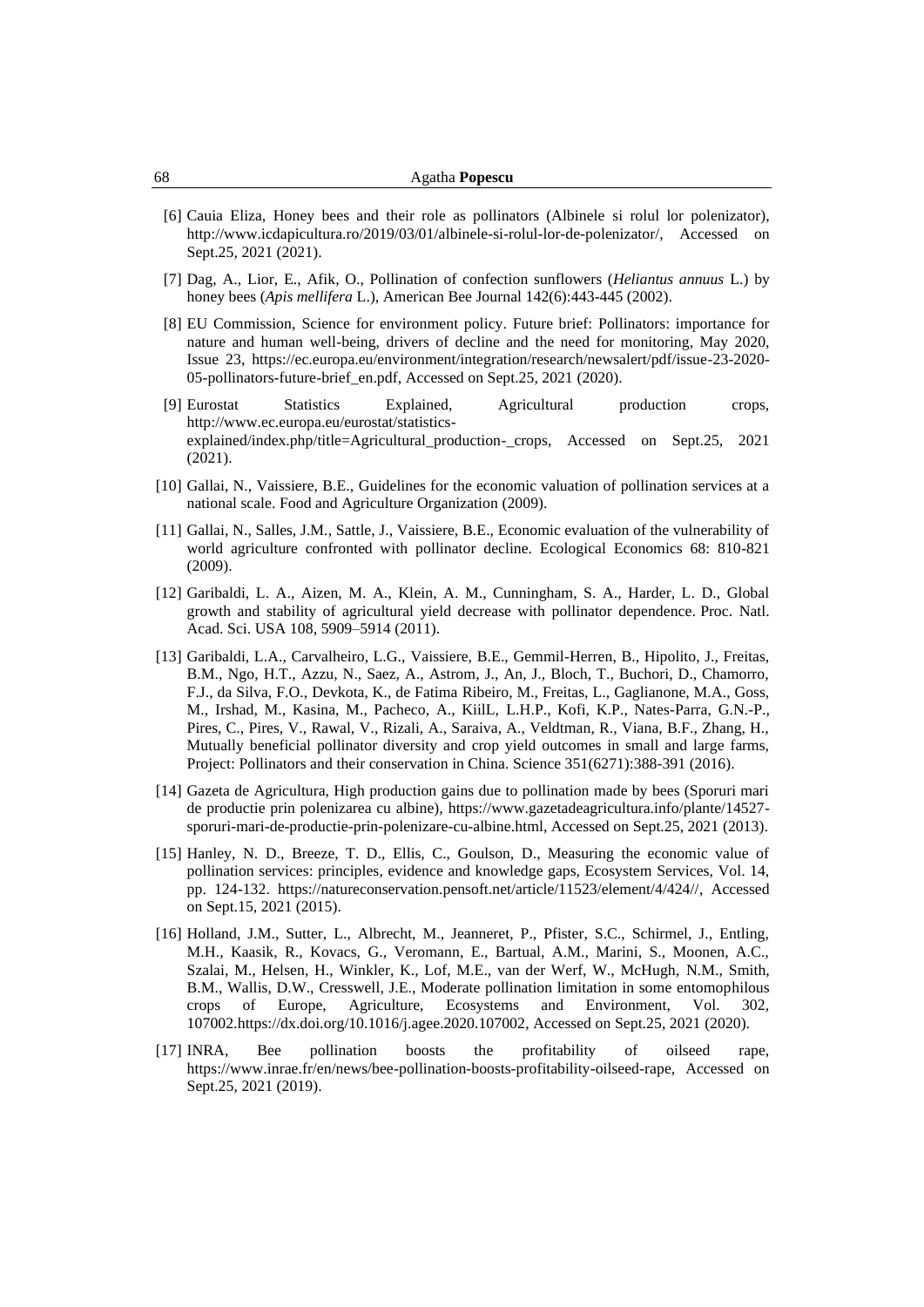[6] Cauia Eliza, Honey bees and their role as pollinators (Albinele si rolul lor polenizator), http://www.icdapicultura.ro/2019/03/01/albinele-si-rolul-lor-de-polenizator/, Accessed on Sept.25, 2021 (2021).

[7] Dag, A., Lior, E., Afik, O., Pollination of confection sunflowers (*Heliantus annuus* L.) by honey bees (*Apis mellifera* L.), American Bee Journal 142(6):443-445 (2002).

[8] EU Commission, Science for environment policy. Future brief: Pollinators: importance for nature and human well-being, drivers of decline and the need for monitoring, May 2020, Issue 23, https://ec.europa.eu/environment/integration/research/newsalert/pdf/issue-23-2020-05-pollinators-future-brief_en.pdf, Accessed on Sept.25, 2021 (2020).

[9] Eurostat Statistics Explained, Agricultural production crops, http://www.ec.europa.eu/eurostat/statistics-explained/index.php/title=Agricultural_production-_crops, Accessed on Sept.25, 2021 (2021).

[10] Gallai, N., Vaissiere, B.E., Guidelines for the economic valuation of pollination services at a national scale. Food and Agriculture Organization (2009).

[11] Gallai, N., Salles, J.M., Sattle, J., Vaissiere, B.E., Economic evaluation of the vulnerability of world agriculture confronted with pollinator decline. Ecological Economics 68: 810-821 (2009).

[12] Garibaldi, L. A., Aizen, M. A., Klein, A. M., Cunningham, S. A., Harder, L. D., Global growth and stability of agricultural yield decrease with pollinator dependence. Proc. Natl. Acad. Sci. USA 108, 5909–5914 (2011).

[13] Garibaldi, L.A., Carvalheiro, L.G., Vaissiere, B.E., Gemmil-Herren, B., Hipolito, J., Freitas, B.M., Ngo, H.T., Azzu, N., Saez, A., Astrom, J., An, J., Bloch, T., Buchori, D., Chamorro, F.J., da Silva, F.O., Devkota, K., de Fatima Ribeiro, M., Freitas, L., Gaglianone, M.A., Goss, M., Irshad, M., Kasina, M., Pacheco, A., KiilL, L.H.P., Kofi, K.P., Nates-Parra, G.N.-P., Pires, C., Pires, V., Rawal, V., Rizali, A., Saraiva, A., Veldtman, R., Viana, B.F., Zhang, H., Mutually beneficial pollinator diversity and crop yield outcomes in small and large farms, Project: Pollinators and their conservation in China. Science 351(6271):388-391 (2016).

[14] Gazeta de Agricultura, High production gains due to pollination made by bees (Sporuri mari de productie prin polenizarea cu albine), https://www.gazetadeagricultura.info/plante/14527-sporuri-mari-de-productie-prin-polenizare-cu-albine.html, Accessed on Sept.25, 2021 (2013).

[15] Hanley, N. D., Breeze, T. D., Ellis, C., Goulson, D., Measuring the economic value of pollination services: principles, evidence and knowledge gaps, Ecosystem Services, Vol. 14, pp. 124-132. https://natureconservation.pensoft.net/article/11523/element/4/424//, Accessed on Sept.15, 2021 (2015).

[16] Holland, J.M., Sutter, L., Albrecht, M., Jeanneret, P., Pfister, S.C., Schirmel, J., Entling, M.H., Kaasik, R., Kovacs, G., Veromann, E., Bartual, A.M., Marini, S., Moonen, A.C., Szalai, M., Helsen, H., Winkler, K., Lof, M.E., van der Werf, W., McHugh, N.M., Smith, B.M., Wallis, D.W., Cresswell, J.E., Moderate pollination limitation in some entomophilous crops of Europe, Agriculture, Ecosystems and Environment, Vol. 302, 107002.https://dx.doi.org/10.1016/j.agee.2020.107002, Accessed on Sept.25, 2021 (2020).

[17] INRA, Bee pollination boosts the profitability of oilseed rape, https://www.inrae.fr/en/news/bee-pollination-boosts-profitability-oilseed-rape, Accessed on Sept.25, 2021 (2019).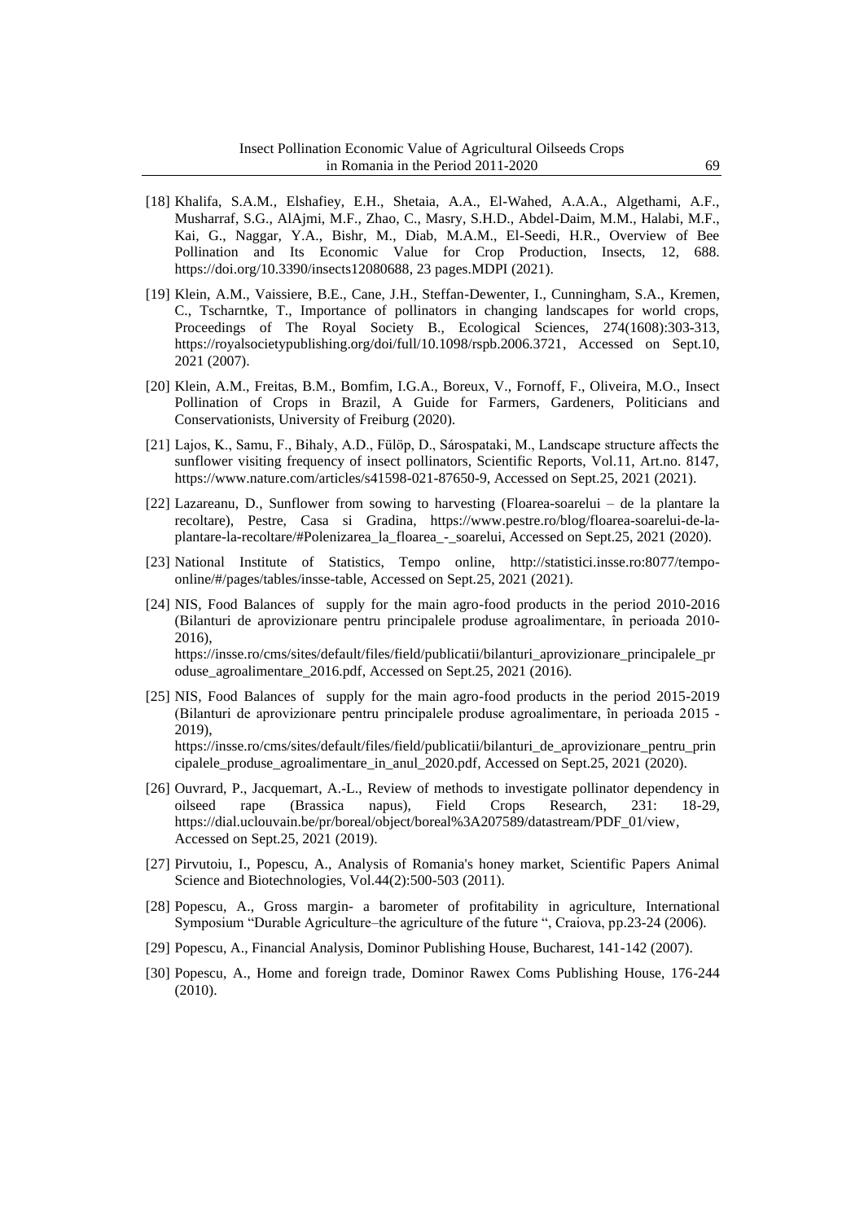[18] Khalifa, S.A.M., Elshafiey, E.H., Shetaia, A.A., El-Wahed, A.A.A., Algethami, A.F., Musharraf, S.G., AlAjmi, M.F., Zhao, C., Masry, S.H.D., Abdel-Daim, M.M., Halabi, M.F., Kai, G., Naggar, Y.A., Bishr, M., Diab, M.A.M., El-Seedi, H.R., Overview of Bee Pollination and Its Economic Value for Crop Production, Insects, 12, 688. https://doi.org/10.3390/insects12080688, 23 pages.MDPI (2021).

[19] Klein, A.M., Vaissiere, B.E., Cane, J.H., Steffan-Dewenter, I., Cunningham, S.A., Kremen, C., Tscharntke, T., Importance of pollinators in changing landscapes for world crops, Proceedings of The Royal Society B., Ecological Sciences, 274(1608):303-313, https://royalsocietypublishing.org/doi/full/10.1098/rspb.2006.3721, Accessed on Sept.10, 2021 (2007).

[20] Klein, A.M., Freitas, B.M., Bomfim, I.G.A., Boreux, V., Fornoff, F., Oliveira, M.O., Insect Pollination of Crops in Brazil, A Guide for Farmers, Gardeners, Politicians and Conservationists, University of Freiburg (2020).

[21] Lajos, K., Samu, F., Bihaly, A.D., Fülöp, D., Sárospataki, M., Landscape structure affects the sunflower visiting frequency of insect pollinators, Scientific Reports, Vol.11, Art.no. 8147, https://www.nature.com/articles/s41598-021-87650-9, Accessed on Sept.25, 2021 (2021).

[22] Lazareanu, D., Sunflower from sowing to harvesting (Floarea-soarelui – de la plantare la recoltare), Pestre, Casa si Gradina, https://www.pestre.ro/blog/floarea-soarelui-de-la-plantare-la-recoltare/#Polenizarea_la_floarea_-_soarelui, Accessed on Sept.25, 2021 (2020).

[23] National Institute of Statistics, Tempo online, http://statistici.insse.ro:8077/tempo-online/#/pages/tables/insse-table, Accessed on Sept.25, 2021 (2021).

[24] NIS, Food Balances of supply for the main agro-food products in the period 2010-2016 (Bilanturi de aprovizionare pentru principalele produse agroalimentare, în perioada 2010-2016), https://insse.ro/cms/sites/default/files/field/publicatii/bilanturi_aprovizionare_principalele_produse_agroalimentare_2016.pdf, Accessed on Sept.25, 2021 (2016).

[25] NIS, Food Balances of supply for the main agro-food products in the period 2015-2019 (Bilanturi de aprovizionare pentru principalele produse agroalimentare, în perioada 2015 - 2019), https://insse.ro/cms/sites/default/files/field/publicatii/bilanturi_de_aprovizionare_pentru_principalele_produse_agroalimentare_in_anul_2020.pdf, Accessed on Sept.25, 2021 (2020).

[26] Ouvrard, P., Jacquemart, A.-L., Review of methods to investigate pollinator dependency in oilseed rape (Brassica napus), Field Crops Research, 231: 18-29, https://dial.uclouvain.be/pr/boreal/object/boreal%3A207589/datastream/PDF_01/view, Accessed on Sept.25, 2021 (2019).

[27] Pirvutoiu, I., Popescu, A., Analysis of Romania's honey market, Scientific Papers Animal Science and Biotechnologies, Vol.44(2):500-503 (2011).

[28] Popescu, A., Gross margin- a barometer of profitability in agriculture, International Symposium "Durable Agriculture–the agriculture of the future ", Craiova, pp.23-24 (2006).

[29] Popescu, A., Financial Analysis, Dominor Publishing House, Bucharest, 141-142 (2007).

[30] Popescu, A., Home and foreign trade, Dominor Rawex Coms Publishing House, 176-244 (2010).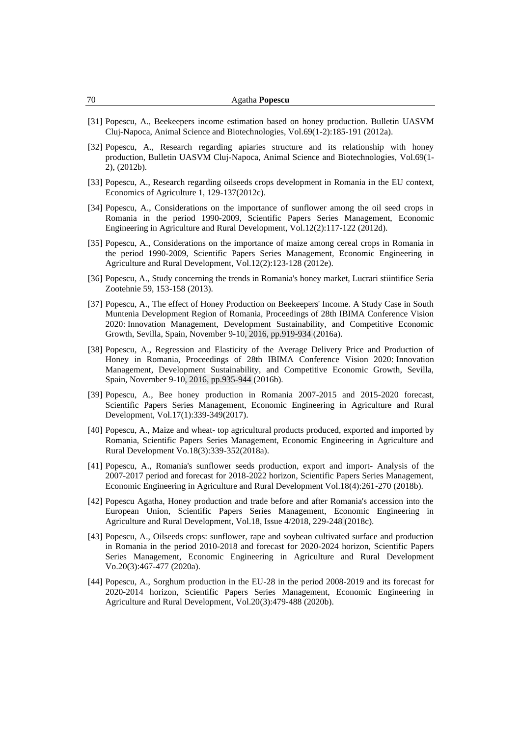[31] Popescu, A., Beekeepers income estimation based on honey production. Bulletin UASVM Cluj-Napoca, Animal Science and Biotechnologies, Vol.69(1-2):185-191 (2012a).

[32] Popescu, A., Research regarding apiaries structure and its relationship with honey production, Bulletin UASVM Cluj-Napoca, Animal Science and Biotechnologies, Vol.69(1-2), (2012b).

[33] Popescu, A., Research regarding oilseeds crops development in Romania in the EU context, Economics of Agriculture 1, 129-137(2012c).

[34] Popescu, A., Considerations on the importance of sunflower among the oil seed crops in Romania in the period 1990-2009, Scientific Papers Series Management, Economic Engineering in Agriculture and Rural Development, Vol.12(2):117-122 (2012d).

[35] Popescu, A., Considerations on the importance of maize among cereal crops in Romania in the period 1990-2009, Scientific Papers Series Management, Economic Engineering in Agriculture and Rural Development, Vol.12(2):123-128 (2012e).

[36] Popescu, A., Study concerning the trends in Romania's honey market, Lucrari stiintifice Seria Zootehnie 59, 153-158 (2013).

[37] Popescu, A., The effect of Honey Production on Beekeepers' Income. A Study Case in South Muntenia Development Region of Romania, Proceedings of 28th IBIMA Conference Vision 2020: Innovation Management, Development Sustainability, and Competitive Economic Growth, Sevilla, Spain, November 9-10, 2016, pp.919-934 (2016a).

[38] Popescu, A., Regression and Elasticity of the Average Delivery Price and Production of Honey in Romania, Proceedings of 28th IBIMA Conference Vision 2020: Innovation Management, Development Sustainability, and Competitive Economic Growth, Sevilla, Spain, November 9-10, 2016, pp.935-944 (2016b).

[39] Popescu, A., Bee honey production in Romania 2007-2015 and 2015-2020 forecast, Scientific Papers Series Management, Economic Engineering in Agriculture and Rural Development, Vol.17(1):339-349(2017).

[40] Popescu, A., Maize and wheat- top agricultural products produced, exported and imported by Romania, Scientific Papers Series Management, Economic Engineering in Agriculture and Rural Development Vo.18(3):339-352(2018a).

[41] Popescu, A., Romania's sunflower seeds production, export and import- Analysis of the 2007-2017 period and forecast for 2018-2022 horizon, Scientific Papers Series Management, Economic Engineering in Agriculture and Rural Development Vol.18(4):261-270 (2018b).

[42] Popescu Agatha, Honey production and trade before and after Romania's accession into the European Union, Scientific Papers Series Management, Economic Engineering in Agriculture and Rural Development, Vol.18, Issue 4/2018, 229-248 (2018c).

[43] Popescu, A., Oilseeds crops: sunflower, rape and soybean cultivated surface and production in Romania in the period 2010-2018 and forecast for 2020-2024 horizon, Scientific Papers Series Management, Economic Engineering in Agriculture and Rural Development Vo.20(3):467-477 (2020a).

[44] Popescu, A., Sorghum production in the EU-28 in the period 2008-2019 and its forecast for 2020-2014 horizon, Scientific Papers Series Management, Economic Engineering in Agriculture and Rural Development, Vol.20(3):479-488 (2020b).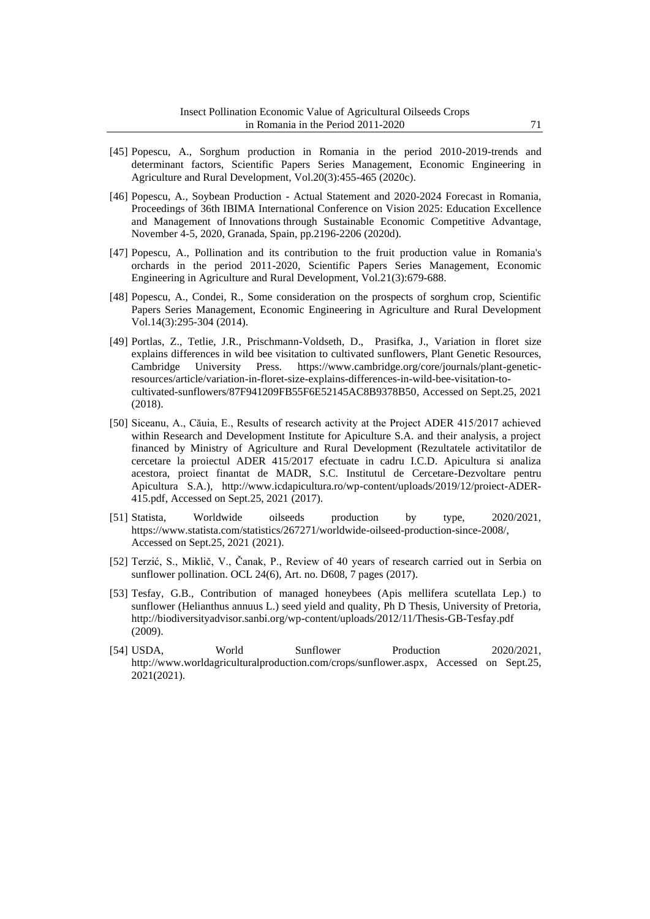[45] Popescu, A., Sorghum production in Romania in the period 2010-2019-trends and determinant factors, Scientific Papers Series Management, Economic Engineering in Agriculture and Rural Development, Vol.20(3):455-465 (2020c).

[46] Popescu, A., Soybean Production - Actual Statement and 2020-2024 Forecast in Romania, Proceedings of 36th IBIMA International Conference on Vision 2025: Education Excellence and Management of Innovations through Sustainable Economic Competitive Advantage, November 4-5, 2020, Granada, Spain, pp.2196-2206 (2020d).

[47] Popescu, A., Pollination and its contribution to the fruit production value in Romania's orchards in the period 2011-2020, Scientific Papers Series Management, Economic Engineering in Agriculture and Rural Development, Vol.21(3):679-688.

[48] Popescu, A., Condei, R., Some consideration on the prospects of sorghum crop, Scientific Papers Series Management, Economic Engineering in Agriculture and Rural Development Vol.14(3):295-304 (2014).

[49] Portlas, Z., Tetlie, J.R., Prischmann-Voldseth, D., Prasifka, J., Variation in floret size explains differences in wild bee visitation to cultivated sunflowers, Plant Genetic Resources, Cambridge University Press. https://www.cambridge.org/core/journals/plant-genetic-resources/article/variation-in-floret-size-explains-differences-in-wild-bee-visitation-to-cultivated-sunflowers/87F941209FB55F6E52145AC8B9378B50, Accessed on Sept.25, 2021 (2018).

[50] Siceanu, A., Căuia, E., Results of research activity at the Project ADER 415/2017 achieved within Research and Development Institute for Apiculture S.A. and their analysis, a project financed by Ministry of Agriculture and Rural Development (Rezultatele activitatilor de cercetare la proiectul ADER 415/2017 efectuate in cadru I.C.D. Apicultura si analiza acestora, proiect finantat de MADR, S.C. Institutul de Cercetare-Dezvoltare pentru Apicultura S.A.), http://www.icdapicultura.ro/wp-content/uploads/2019/12/proiect-ADER-415.pdf, Accessed on Sept.25, 2021 (2017).

[51] Statista, Worldwide oilseeds production by type, 2020/2021, https://www.statista.com/statistics/267271/worldwide-oilseed-production-since-2008/, Accessed on Sept.25, 2021 (2021).

[52] Terzić, S., Miklič, V., Čanak, P., Review of 40 years of research carried out in Serbia on sunflower pollination. OCL 24(6), Art. no. D608, 7 pages (2017).

[53] Tesfay, G.B., Contribution of managed honeybees (Apis mellifera scutellata Lep.) to sunflower (Helianthus annuus L.) seed yield and quality, Ph D Thesis, University of Pretoria, http://biodiversityadvisor.sanbi.org/wp-content/uploads/2012/11/Thesis-GB-Tesfay.pdf (2009).

[54] USDA, World Sunflower Production 2020/2021, http://www.worldagriculturalproduction.com/crops/sunflower.aspx, Accessed on Sept.25, 2021(2021).